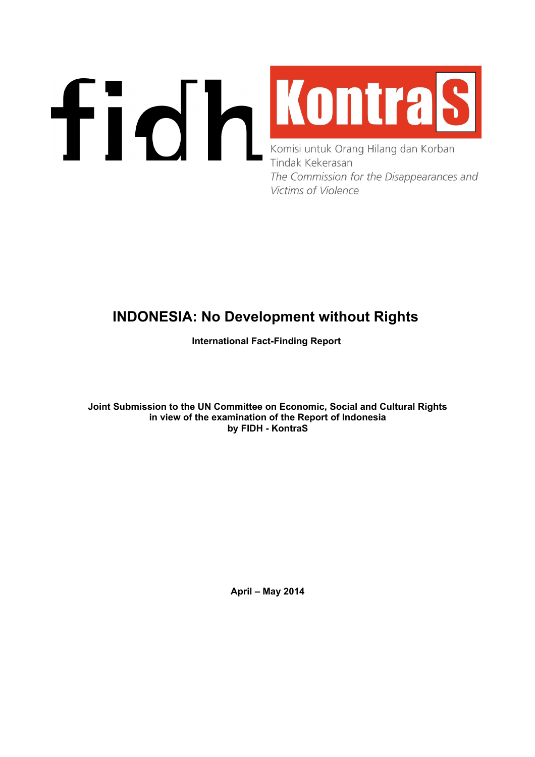fidh

KontraS

Komisi untuk Orang Hilang dan Korban Tindak Kekerasan

*The Commission for the Disappearances and Victims of Violence*

# INDONESIA: No Development without Rights

**International Fact-Finding Report**

**Joint Submission to the UN Committee on Economic, Social and Cultural Rights in view of the examination of the Report of Indonesia by FIDH - KontraS**

**April – May 2014**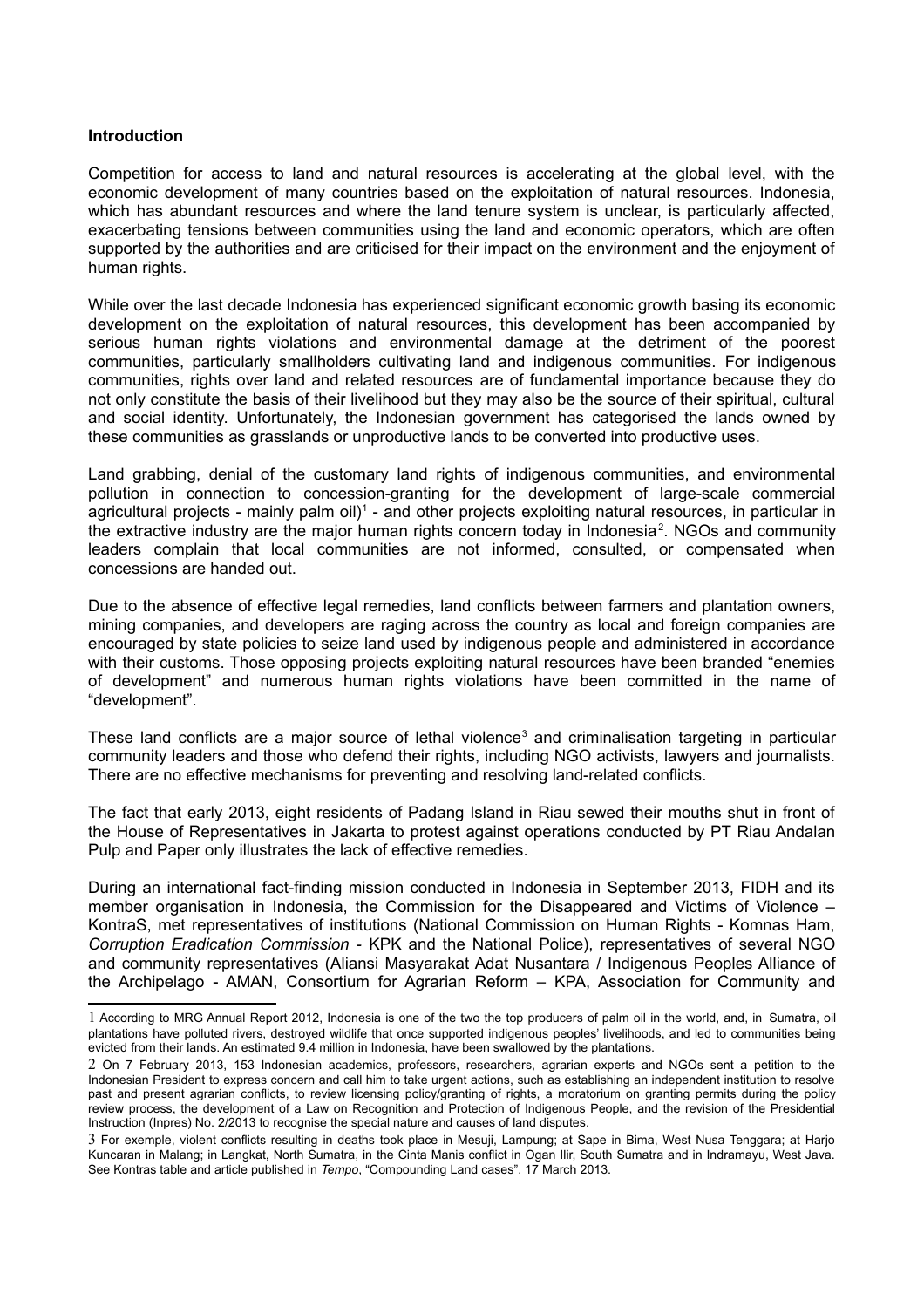**Introduction**

Competition for access to land and natural resources is accelerating at the global level, with the economic development of many countries based on the exploitation of natural resources. Indonesia, which has abundant resources and where the land tenure system is unclear, is particularly affected, exacerbating tensions between communities using the land and economic operators, which are often supported by the authorities and are criticised for their impact on the environment and the enjoyment of human rights.

While over the last decade Indonesia has experienced significant economic growth basing its economic development on the exploitation of natural resources, this development has been accompanied by serious human rights violations and environmental damage at the detriment of the poorest communities, particularly smallholders cultivating land and indigenous communities. For indigenous communities, rights over land and related resources are of fundamental importance because they do not only constitute the basis of their livelihood but they may also be the source of their spiritual, cultural and social identity. Unfortunately, the Indonesian government has categorised the lands owned by these communities as grasslands or unproductive lands to be converted into productive uses.

Land grabbing, denial of the customary land rights of indigenous communities, and environmental pollution in connection to concession-granting for the development of large-scale commercial agricultural projects - mainly palm oil)[1] - and other projects exploiting natural resources, in particular in the extractive industry are the major human rights concern today in Indonesia[2]. NGOs and community leaders complain that local communities are not informed, consulted, or compensated when concessions are handed out.

Due to the absence of effective legal remedies, land conflicts between farmers and plantation owners, mining companies, and developers are raging across the country as local and foreign companies are encouraged by state policies to seize land used by indigenous people and administered in accordance with their customs. Those opposing projects exploiting natural resources have been branded "enemies of development" and numerous human rights violations have been committed in the name of "development".

These land conflicts are a major source of lethal violence[3] and criminalisation targeting in particular community leaders and those who defend their rights, including NGO activists, lawyers and journalists. There are no effective mechanisms for preventing and resolving land-related conflicts.

The fact that early 2013, eight residents of Padang Island in Riau sewed their mouths shut in front of the House of Representatives in Jakarta to protest against operations conducted by PT Riau Andalan Pulp and Paper only illustrates the lack of effective remedies.

During an international fact-finding mission conducted in Indonesia in September 2013, FIDH and its member organisation in Indonesia, the Commission for the Disappeared and Victims of Violence – KontraS, met representatives of institutions (National Commission on Human Rights - Komnas Ham, *Corruption Eradication Commission* - KPK and the National Police), representatives of several NGO and community representatives (Aliansi Masyarakat Adat Nusantara / Indigenous Peoples Alliance of the Archipelago - AMAN, Consortium for Agrarian Reform – KPA, Association for Community and

---

1 According to MRG Annual Report 2012, Indonesia is one of the two the top producers of palm oil in the world, and, in Sumatra, oil plantations have polluted rivers, destroyed wildlife that once supported indigenous peoples' livelihoods, and led to communities being evicted from their lands. An estimated 9.4 million in Indonesia, have been swallowed by the plantations.

2 On 7 February 2013, 153 Indonesian academics, professors, researchers, agrarian experts and NGOs sent a petition to the Indonesian President to express concern and call him to take urgent actions, such as establishing an independent institution to resolve past and present agrarian conflicts, to review licensing policy/granting of rights, a moratorium on granting permits during the policy review process, the development of a Law on Recognition and Protection of Indigenous People, and the revision of the Presidential Instruction (Inpres) No. 2/2013 to recognise the special nature and causes of land disputes.

3 For exemple, violent conflicts resulting in deaths took place in Mesuji, Lampung; at Sape in Bima, West Nusa Tenggara; at Harjo Kuncaran in Malang; in Langkat, North Sumatra, in the Cinta Manis conflict in Ogan Ilir, South Sumatra and in Indramayu, West Java. See Kontras table and article published in *Tempo*, "Compounding Land cases", 17 March 2013.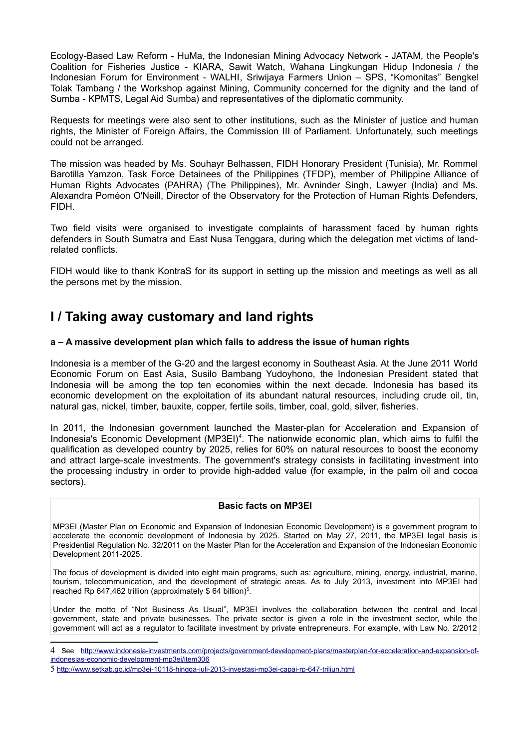Ecology-Based Law Reform - HuMa, the Indonesian Mining Advocacy Network - JATAM, the People's Coalition for Fisheries Justice - KIARA, Sawit Watch, Wahana Lingkungan Hidup Indonesia / the Indonesian Forum for Environment - WALHI, Sriwijaya Farmers Union – SPS, "Komonitas" Bengkel Tolak Tambang / the Workshop against Mining, Community concerned for the dignity and the land of Sumba - KPMTS, Legal Aid Sumba) and representatives of the diplomatic community.

Requests for meetings were also sent to other institutions, such as the Minister of justice and human rights, the Minister of Foreign Affairs, the Commission III of Parliament. Unfortunately, such meetings could not be arranged.

The mission was headed by Ms. Souhayr Belhassen, FIDH Honorary President (Tunisia), Mr. Rommel Barotilla Yamzon, Task Force Detainees of the Philippines (TFDP), member of Philippine Alliance of Human Rights Advocates (PAHRA) (The Philippines), Mr. Avninder Singh, Lawyer (India) and Ms. Alexandra Poméon O'Neill, Director of the Observatory for the Protection of Human Rights Defenders, FIDH.

Two field visits were organised to investigate complaints of harassment faced by human rights defenders in South Sumatra and East Nusa Tenggara, during which the delegation met victims of land-related conflicts.

FIDH would like to thank KontraS for its support in setting up the mission and meetings as well as all the persons met by the mission.

## I / Taking away customary and land rights

#### a – A massive development plan which fails to address the issue of human rights

Indonesia is a member of the G-20 and the largest economy in Southeast Asia. At the June 2011 World Economic Forum on East Asia, Susilo Bambang Yudoyhono, the Indonesian President stated that Indonesia will be among the top ten economies within the next decade. Indonesia has based its economic development on the exploitation of its abundant natural resources, including crude oil, tin, natural gas, nickel, timber, bauxite, copper, fertile soils, timber, coal, gold, silver, fisheries.

In 2011, the Indonesian government launched the Master-plan for Acceleration and Expansion of Indonesia's Economic Development (MP3EI)[4]. The nationwide economic plan, which aims to fulfil the qualification as developed country by 2025, relies for 60% on natural resources to boost the economy and attract large-scale investments. The government's strategy consists in facilitating investment into the processing industry in order to provide high-added value (for example, in the palm oil and cocoa sectors).

**Basic facts on MP3EI**

MP3EI (Master Plan on Economic and Expansion of Indonesian Economic Development) is a government program to accelerate the economic development of Indonesia by 2025. Started on May 27, 2011, the MP3EI legal basis is Presidential Regulation No. 32/2011 on the Master Plan for the Acceleration and Expansion of the Indonesian Economic Development 2011-2025.

The focus of development is divided into eight main programs, such as: agriculture, mining, energy, industrial, marine, tourism, telecommunication, and the development of strategic areas. As to July 2013, investment into MP3EI had reached Rp 647,462 trillion (approximately $ 64 billion)[5].

Under the motto of "Not Business As Usual", MP3EI involves the collaboration between the central and local government, state and private businesses. The private sector is given a role in the investment sector, while the government will act as a regulator to facilitate investment by private entrepreneurs. For example, with Law No. 2/2012

---

4 See http://www.indonesia-investments.com/projects/government-development-plans/masterplan-for-acceleration-and-expansion-of-indonesias-economic-development-mp3ei/item306

5 http://www.setkab.go.id/mp3ei-10118-hingga-juli-2013-investasi-mp3ei-capai-rp-647-triliun.html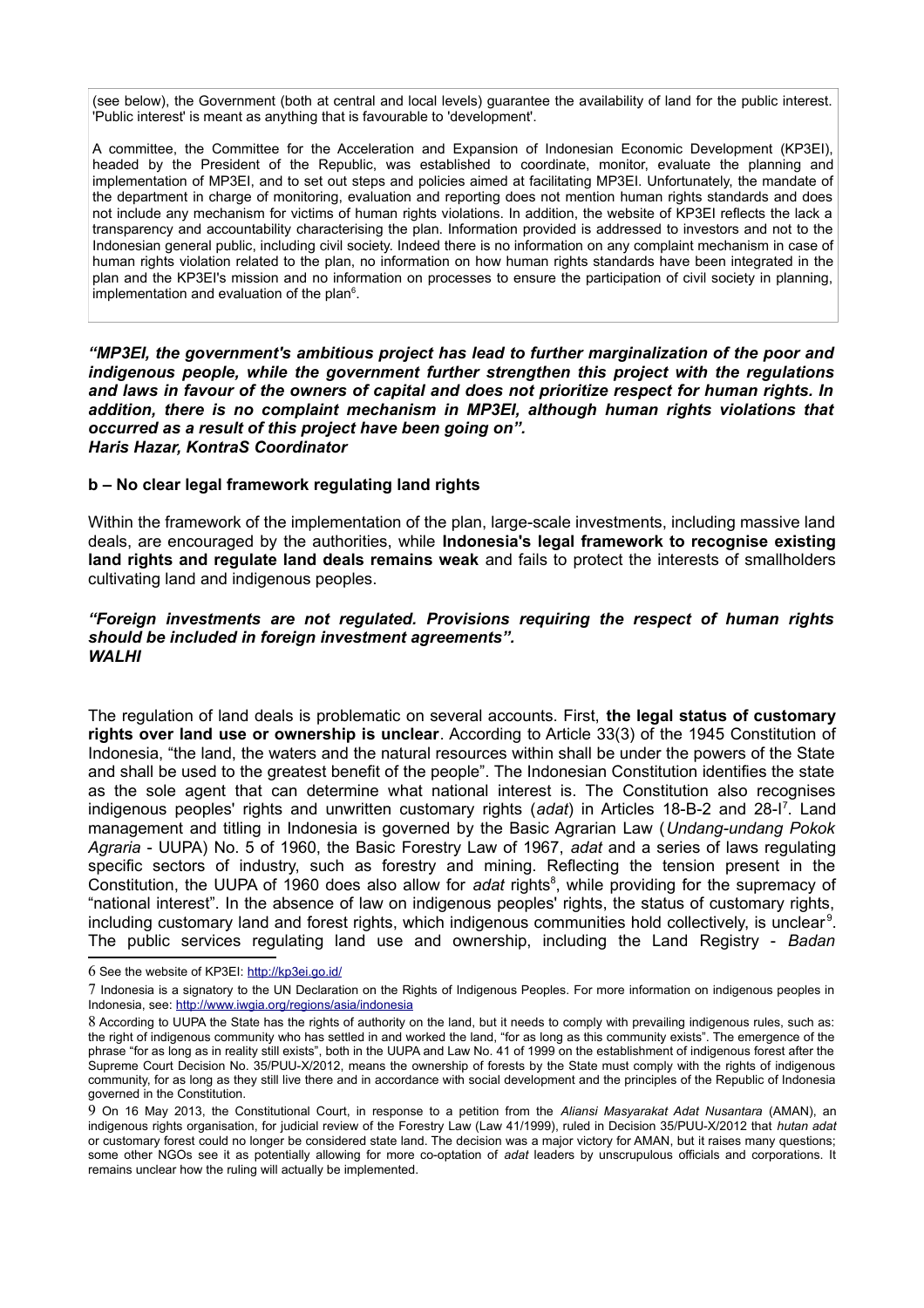(see below), the Government (both at central and local levels) guarantee the availability of land for the public interest. 'Public interest' is meant as anything that is favourable to 'development'.

A committee, the Committee for the Acceleration and Expansion of Indonesian Economic Development (KP3EI), headed by the President of the Republic, was established to coordinate, monitor, evaluate the planning and implementation of MP3EI, and to set out steps and policies aimed at facilitating MP3EI. Unfortunately, the mandate of the department in charge of monitoring, evaluation and reporting does not mention human rights standards and does not include any mechanism for victims of human rights violations. In addition, the website of KP3EI reflects the lack a transparency and accountability characterising the plan. Information provided is addressed to investors and not to the Indonesian general public, including civil society. Indeed there is no information on any complaint mechanism in case of human rights violation related to the plan, no information on how human rights standards have been integrated in the plan and the KP3EI's mission and no information on processes to ensure the participation of civil society in planning, implementation and evaluation of the plan[6].

***"MP3EI, the government's ambitious project has lead to further marginalization of the poor and indigenous people, while the government further strengthen this project with the regulations and laws in favour of the owners of capital and does not prioritize respect for human rights. In addition, there is no complaint mechanism in MP3EI, although human rights violations that occurred as a result of this project have been going on".***
***Haris Hazar, KontraS Coordinator***

**b – No clear legal framework regulating land rights**

Within the framework of the implementation of the plan, large-scale investments, including massive land deals, are encouraged by the authorities, while **Indonesia's legal framework to recognise existing land rights and regulate land deals remains weak** and fails to protect the interests of smallholders cultivating land and indigenous peoples.

***"Foreign investments are not regulated. Provisions requiring the respect of human rights should be included in foreign investment agreements".***
***WALHI***

The regulation of land deals is problematic on several accounts. First, **the legal status of customary rights over land use or ownership is unclear**. According to Article 33(3) of the 1945 Constitution of Indonesia, "the land, the waters and the natural resources within shall be under the powers of the State and shall be used to the greatest benefit of the people". The Indonesian Constitution identifies the state as the sole agent that can determine what national interest is. The Constitution also recognises indigenous peoples' rights and unwritten customary rights (*adat*) in Articles 18-B-2 and 28-I[7]. Land management and titling in Indonesia is governed by the Basic Agrarian Law (*Undang-undang Pokok Agraria* - UUPA) No. 5 of 1960, the Basic Forestry Law of 1967, *adat* and a series of laws regulating specific sectors of industry, such as forestry and mining. Reflecting the tension present in the Constitution, the UUPA of 1960 does also allow for *adat* rights[8], while providing for the supremacy of "national interest". In the absence of law on indigenous peoples' rights, the status of customary rights, including customary land and forest rights, which indigenous communities hold collectively, is unclear[9]. The public services regulating land use and ownership, including the Land Registry - *Badan*

---

6 See the website of KP3EI: http://kp3ei.go.id/

7 Indonesia is a signatory to the UN Declaration on the Rights of Indigenous Peoples. For more information on indigenous peoples in Indonesia, see: http://www.iwgia.org/regions/asia/indonesia

8 According to UUPA the State has the rights of authority on the land, but it needs to comply with prevailing indigenous rules, such as: the right of indigenous community who has settled in and worked the land, "for as long as this community exists". The emergence of the phrase "for as long as in reality still exists", both in the UUPA and Law No. 41 of 1999 on the establishment of indigenous forest after the Supreme Court Decision No. 35/PUU-X/2012, means the ownership of forests by the State must comply with the rights of indigenous community, for as long as they still live there and in accordance with social development and the principles of the Republic of Indonesia governed in the Constitution.

9 On 16 May 2013, the Constitutional Court, in response to a petition from the *Aliansi Masyarakat Adat Nusantara* (AMAN), an indigenous rights organisation, for judicial review of the Forestry Law (Law 41/1999), ruled in Decision 35/PUU-X/2012 that *hutan adat* or customary forest could no longer be considered state land. The decision was a major victory for AMAN, but it raises many questions; some other NGOs see it as potentially allowing for more co-optation of *adat* leaders by unscrupulous officials and corporations. It remains unclear how the ruling will actually be implemented.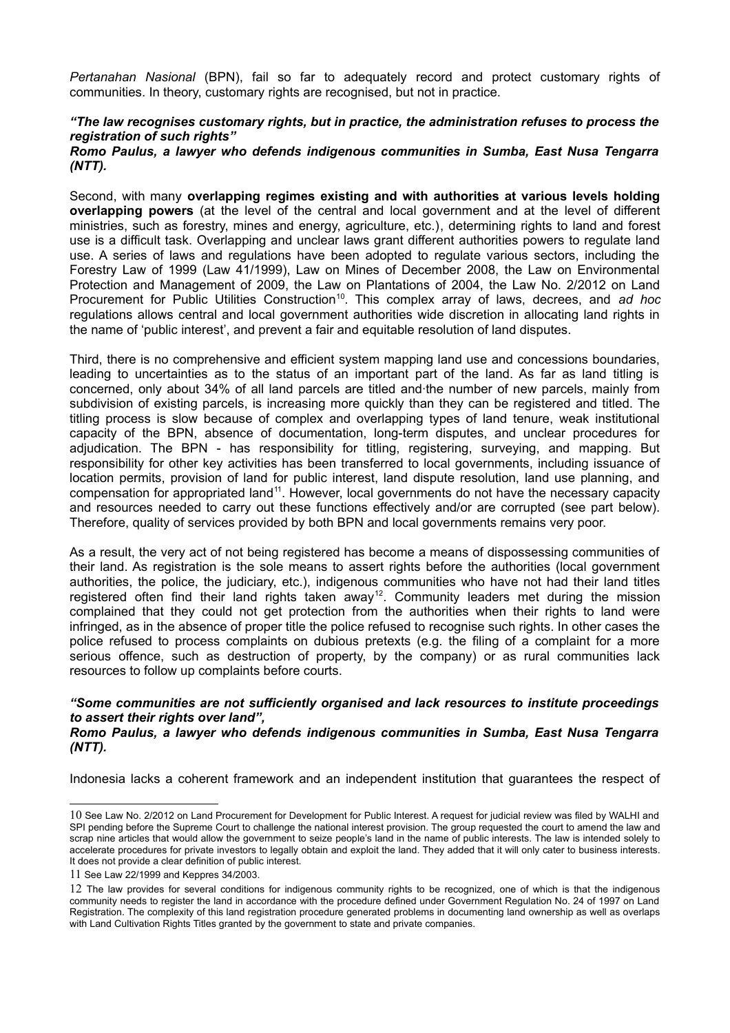*Pertanahan Nasional* (BPN), fail so far to adequately record and protect customary rights of communities. In theory, customary rights are recognised, but not in practice.

***"The law recognises customary rights, but in practice, the administration refuses to process the registration of such rights"***
***Romo Paulus, a lawyer who defends indigenous communities in Sumba, East Nusa Tengarra (NTT).***

Second, with many **overlapping regimes existing and with authorities at various levels holding overlapping powers** (at the level of the central and local government and at the level of different ministries, such as forestry, mines and energy, agriculture, etc.), determining rights to land and forest use is a difficult task. Overlapping and unclear laws grant different authorities powers to regulate land use. A series of laws and regulations have been adopted to regulate various sectors, including the Forestry Law of 1999 (Law 41/1999), Law on Mines of December 2008, the Law on Environmental Protection and Management of 2009, the Law on Plantations of 2004, the Law No. 2/2012 on Land Procurement for Public Utilities Construction[10]. This complex array of laws, decrees, and *ad hoc* regulations allows central and local government authorities wide discretion in allocating land rights in the name of 'public interest', and prevent a fair and equitable resolution of land disputes.

Third, there is no comprehensive and efficient system mapping land use and concessions boundaries, leading to uncertainties as to the status of an important part of the land. As far as land titling is concerned, only about 34% of all land parcels are titled and·the number of new parcels, mainly from subdivision of existing parcels, is increasing more quickly than they can be registered and titled. The titling process is slow because of complex and overlapping types of land tenure, weak institutional capacity of the BPN, absence of documentation, long-term disputes, and unclear procedures for adjudication. The BPN - has responsibility for titling, registering, surveying, and mapping. But responsibility for other key activities has been transferred to local governments, including issuance of location permits, provision of land for public interest, land dispute resolution, land use planning, and compensation for appropriated land[11]. However, local governments do not have the necessary capacity and resources needed to carry out these functions effectively and/or are corrupted (see part below). Therefore, quality of services provided by both BPN and local governments remains very poor.

As a result, the very act of not being registered has become a means of dispossessing communities of their land. As registration is the sole means to assert rights before the authorities (local government authorities, the police, the judiciary, etc.), indigenous communities who have not had their land titles registered often find their land rights taken away[12]. Community leaders met during the mission complained that they could not get protection from the authorities when their rights to land were infringed, as in the absence of proper title the police refused to recognise such rights. In other cases the police refused to process complaints on dubious pretexts (e.g. the filing of a complaint for a more serious offence, such as destruction of property, by the company) or as rural communities lack resources to follow up complaints before courts.

***"Some communities are not sufficiently organised and lack resources to institute proceedings to assert their rights over land",***
***Romo Paulus, a lawyer who defends indigenous communities in Sumba, East Nusa Tengarra (NTT).***

Indonesia lacks a coherent framework and an independent institution that guarantees the respect of

---

10 See Law No. 2/2012 on Land Procurement for Development for Public Interest. A request for judicial review was filed by WALHI and SPI pending before the Supreme Court to challenge the national interest provision. The group requested the court to amend the law and scrap nine articles that would allow the government to seize people's land in the name of public interests. The law is intended solely to accelerate procedures for private investors to legally obtain and exploit the land. They added that it will only cater to business interests. It does not provide a clear definition of public interest.

11 See Law 22/1999 and Keppres 34/2003.

12 The law provides for several conditions for indigenous community rights to be recognized, one of which is that the indigenous community needs to register the land in accordance with the procedure defined under Government Regulation No. 24 of 1997 on Land Registration. The complexity of this land registration procedure generated problems in documenting land ownership as well as overlaps with Land Cultivation Rights Titles granted by the government to state and private companies.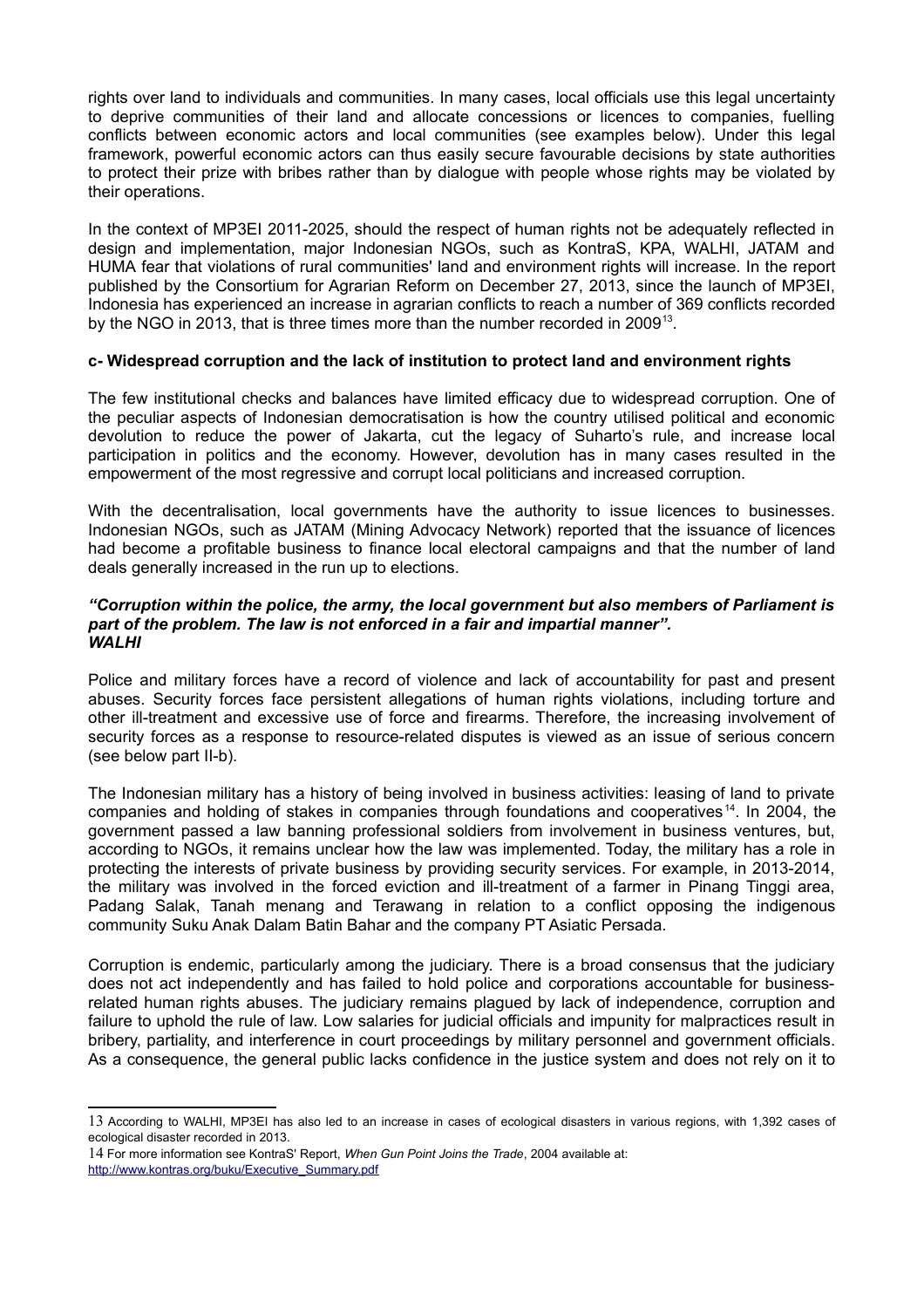rights over land to individuals and communities. In many cases, local officials use this legal uncertainty to deprive communities of their land and allocate concessions or licences to companies, fuelling conflicts between economic actors and local communities (see examples below). Under this legal framework, powerful economic actors can thus easily secure favourable decisions by state authorities to protect their prize with bribes rather than by dialogue with people whose rights may be violated by their operations.

In the context of MP3EI 2011-2025, should the respect of human rights not be adequately reflected in design and implementation, major Indonesian NGOs, such as KontraS, KPA, WALHI, JATAM and HUMA fear that violations of rural communities' land and environment rights will increase. In the report published by the Consortium for Agrarian Reform on December 27, 2013, since the launch of MP3EI, Indonesia has experienced an increase in agrarian conflicts to reach a number of 369 conflicts recorded by the NGO in 2013, that is three times more than the number recorded in 2009[13].

**c- Widespread corruption and the lack of institution to protect land and environment rights**

The few institutional checks and balances have limited efficacy due to widespread corruption. One of the peculiar aspects of Indonesian democratisation is how the country utilised political and economic devolution to reduce the power of Jakarta, cut the legacy of Suharto's rule, and increase local participation in politics and the economy. However, devolution has in many cases resulted in the empowerment of the most regressive and corrupt local politicians and increased corruption.

With the decentralisation, local governments have the authority to issue licences to businesses. Indonesian NGOs, such as JATAM (Mining Advocacy Network) reported that the issuance of licences had become a profitable business to finance local electoral campaigns and that the number of land deals generally increased in the run up to elections.

***"Corruption within the police, the army, the local government but also members of Parliament is part of the problem. The law is not enforced in a fair and impartial manner".***
***WALHI***

Police and military forces have a record of violence and lack of accountability for past and present abuses. Security forces face persistent allegations of human rights violations, including torture and other ill-treatment and excessive use of force and firearms. Therefore, the increasing involvement of security forces as a response to resource-related disputes is viewed as an issue of serious concern (see below part II-b).

The Indonesian military has a history of being involved in business activities: leasing of land to private companies and holding of stakes in companies through foundations and cooperatives[14]. In 2004, the government passed a law banning professional soldiers from involvement in business ventures, but, according to NGOs, it remains unclear how the law was implemented. Today, the military has a role in protecting the interests of private business by providing security services. For example, in 2013-2014, the military was involved in the forced eviction and ill-treatment of a farmer in Pinang Tinggi area, Padang Salak, Tanah menang and Terawang in relation to a conflict opposing the indigenous community Suku Anak Dalam Batin Bahar and the company PT Asiatic Persada.

Corruption is endemic, particularly among the judiciary. There is a broad consensus that the judiciary does not act independently and has failed to hold police and corporations accountable for business-related human rights abuses. The judiciary remains plagued by lack of independence, corruption and failure to uphold the rule of law. Low salaries for judicial officials and impunity for malpractices result in bribery, partiality, and interference in court proceedings by military personnel and government officials. As a consequence, the general public lacks confidence in the justice system and does not rely on it to

---

13 According to WALHI, MP3EI has also led to an increase in cases of ecological disasters in various regions, with 1,392 cases of ecological disaster recorded in 2013.

14 For more information see KontraS' Report, *When Gun Point Joins the Trade*, 2004 available at: http://www.kontras.org/buku/Executive_Summary.pdf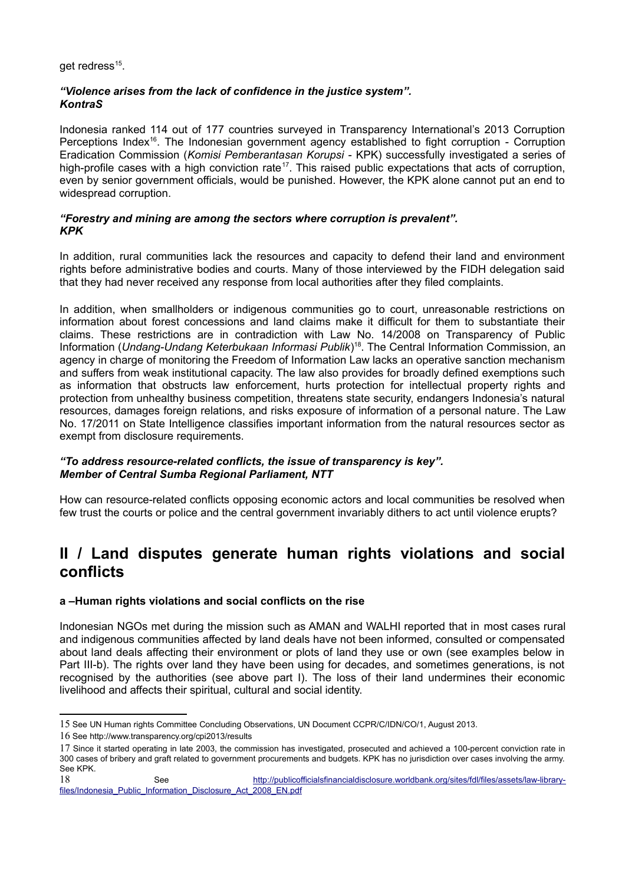get redress[15].

***"Violence arises from the lack of confidence in the justice system".***
***KontraS***

Indonesia ranked 114 out of 177 countries surveyed in Transparency International's 2013 Corruption Perceptions Index[16]. The Indonesian government agency established to fight corruption - Corruption Eradication Commission (*Komisi Pemberantasan Korupsi* - KPK) successfully investigated a series of high-profile cases with a high conviction rate[17]. This raised public expectations that acts of corruption, even by senior government officials, would be punished. However, the KPK alone cannot put an end to widespread corruption.

***"Forestry and mining are among the sectors where corruption is prevalent".***
***KPK***

In addition, rural communities lack the resources and capacity to defend their land and environment rights before administrative bodies and courts. Many of those interviewed by the FIDH delegation said that they had never received any response from local authorities after they filed complaints.

In addition, when smallholders or indigenous communities go to court, unreasonable restrictions on information about forest concessions and land claims make it difficult for them to substantiate their claims. These restrictions are in contradiction with Law No. 14/2008 on Transparency of Public Information (*Undang-Undang Keterbukaan Informasi Publik*)[18]. The Central Information Commission, an agency in charge of monitoring the Freedom of Information Law lacks an operative sanction mechanism and suffers from weak institutional capacity. The law also provides for broadly defined exemptions such as information that obstructs law enforcement, hurts protection for intellectual property rights and protection from unhealthy business competition, threatens state security, endangers Indonesia's natural resources, damages foreign relations, and risks exposure of information of a personal nature. The Law No. 17/2011 on State Intelligence classifies important information from the natural resources sector as exempt from disclosure requirements.

***"To address resource-related conflicts, the issue of transparency is key".***
***Member of Central Sumba Regional Parliament, NTT***

How can resource-related conflicts opposing economic actors and local communities be resolved when few trust the courts or police and the central government invariably dithers to act until violence erupts?

# II / Land disputes generate human rights violations and social conflicts

#### a –Human rights violations and social conflicts on the rise

Indonesian NGOs met during the mission such as AMAN and WALHI reported that in most cases rural and indigenous communities affected by land deals have not been informed, consulted or compensated about land deals affecting their environment or plots of land they use or own (see examples below in Part III-b). The rights over land they have been using for decades, and sometimes generations, is not recognised by the authorities (see above part I). The loss of their land undermines their economic livelihood and affects their spiritual, cultural and social identity.

---

15 See UN Human rights Committee Concluding Observations, UN Document CCPR/C/IDN/CO/1, August 2013.

16 See http://www.transparency.org/cpi2013/results

17 Since it started operating in late 2003, the commission has investigated, prosecuted and achieved a 100-percent conviction rate in 300 cases of bribery and graft related to government procurements and budgets. KPK has no jurisdiction over cases involving the army. See KPK.

18 See http://publicofficialsfinancialdisclosure.worldbank.org/sites/fdl/files/assets/law-library-files/Indonesia_Public_Information_Disclosure_Act_2008_EN.pdf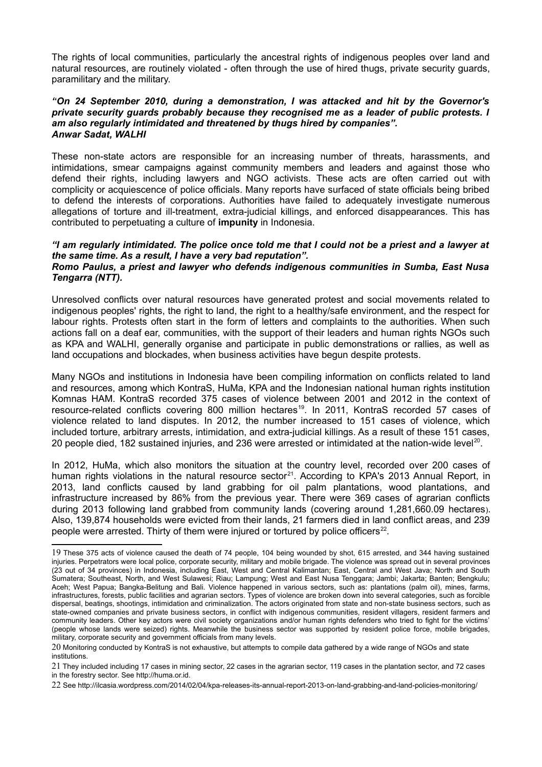The rights of local communities, particularly the ancestral rights of indigenous peoples over land and natural resources, are routinely violated - often through the use of hired thugs, private security guards, paramilitary and the military.

***"On 24 September 2010, during a demonstration, I was attacked and hit by the Governor's private security guards probably because they recognised me as a leader of public protests. I am also regularly intimidated and threatened by thugs hired by companies".***
***Anwar Sadat, WALHI***

These non-state actors are responsible for an increasing number of threats, harassments, and intimidations, smear campaigns against community members and leaders and against those who defend their rights, including lawyers and NGO activists. These acts are often carried out with complicity or acquiescence of police officials. Many reports have surfaced of state officials being bribed to defend the interests of corporations. Authorities have failed to adequately investigate numerous allegations of torture and ill-treatment, extra-judicial killings, and enforced disappearances. This has contributed to perpetuating a culture of **impunity** in Indonesia.

***"I am regularly intimidated. The police once told me that I could not be a priest and a lawyer at the same time. As a result, I have a very bad reputation".***
***Romo Paulus, a priest and lawyer who defends indigenous communities in Sumba, East Nusa Tengarra (NTT).***

Unresolved conflicts over natural resources have generated protest and social movements related to indigenous peoples' rights, the right to land, the right to a healthy/safe environment, and the respect for labour rights. Protests often start in the form of letters and complaints to the authorities. When such actions fall on a deaf ear, communities, with the support of their leaders and human rights NGOs such as KPA and WALHI, generally organise and participate in public demonstrations or rallies, as well as land occupations and blockades, when business activities have begun despite protests.

Many NGOs and institutions in Indonesia have been compiling information on conflicts related to land and resources, among which KontraS, HuMa, KPA and the Indonesian national human rights institution Komnas HAM. KontraS recorded 375 cases of violence between 2001 and 2012 in the context of resource-related conflicts covering 800 million hectares[19]. In 2011, KontraS recorded 57 cases of violence related to land disputes. In 2012, the number increased to 151 cases of violence, which included torture, arbitrary arrests, intimidation, and extra-judicial killings. As a result of these 151 cases, 20 people died, 182 sustained injuries, and 236 were arrested or intimidated at the nation-wide level[20].

In 2012, HuMa, which also monitors the situation at the country level, recorded over 200 cases of human rights violations in the natural resource sector[21]. According to KPA's 2013 Annual Report, in 2013, land conflicts caused by land grabbing for oil palm plantations, wood plantations, and infrastructure increased by 86% from the previous year. There were 369 cases of agrarian conflicts during 2013 following land grabbed from community lands (covering around 1,281,660.09 hectares). Also, 139,874 households were evicted from their lands, 21 farmers died in land conflict areas, and 239 people were arrested. Thirty of them were injured or tortured by police officers[22].

---

19 These 375 acts of violence caused the death of 74 people, 104 being wounded by shot, 615 arrested, and 344 having sustained injuries. Perpetrators were local police, corporate security, military and mobile brigade. The violence was spread out in several provinces (23 out of 34 provinces) in Indonesia, including East, West and Central Kalimantan; East, Central and West Java; North and South Sumatera; Southeast, North, and West Sulawesi; Riau; Lampung; West and East Nusa Tenggara; Jambi; Jakarta; Banten; Bengkulu; Aceh; West Papua; Bangka-Belitung and Bali. Violence happened in various sectors, such as: plantations (palm oil), mines, farms, infrastructures, forests, public facilities and agrarian sectors. Types of violence are broken down into several categories, such as forcible dispersal, beatings, shootings, intimidation and criminalization. The actors originated from state and non-state business sectors, such as state-owned companies and private business sectors, in conflict with indigenous communities, resident villagers, resident farmers and community leaders. Other key actors were civil society organizations and/or human rights defenders who tried to fight for the victims' (people whose lands were seized) rights. Meanwhile the business sector was supported by resident police force, mobile brigades, military, corporate security and government officials from many levels.

20 Monitoring conducted by KontraS is not exhaustive, but attempts to compile data gathered by a wide range of NGOs and state institutions.

21 They included including 17 cases in mining sector, 22 cases in the agrarian sector, 119 cases in the plantation sector, and 72 cases in the forestry sector. See http://huma.or.id.

22 See http://ilcasia.wordpress.com/2014/02/04/kpa-releases-its-annual-report-2013-on-land-grabbing-and-land-policies-monitoring/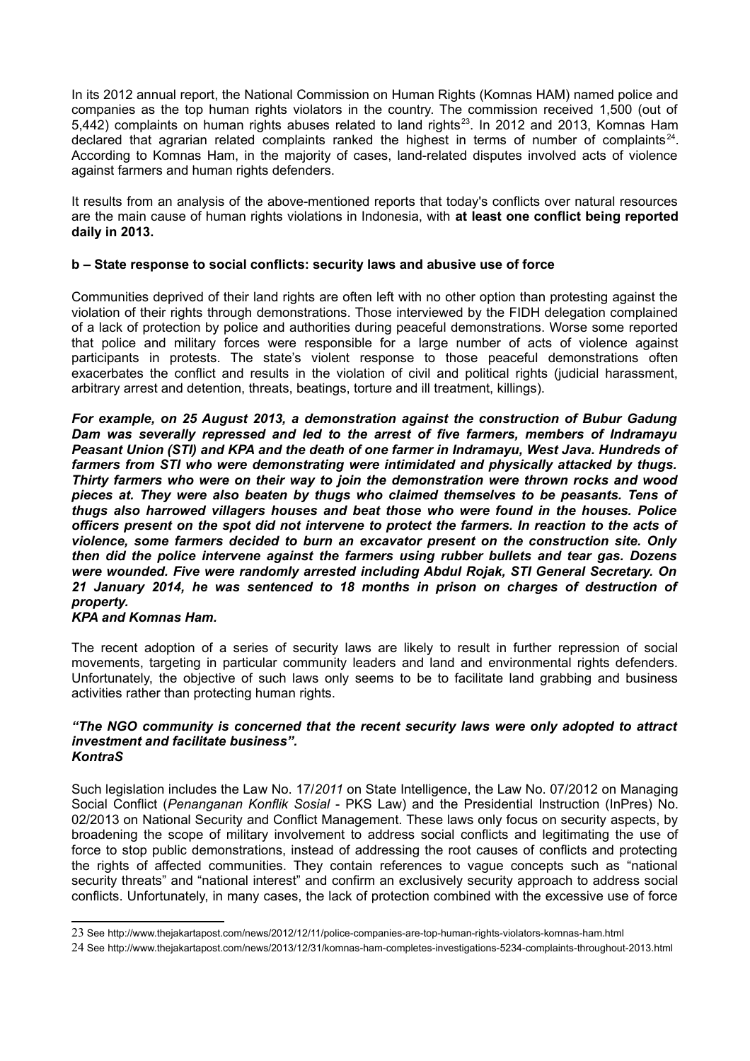In its 2012 annual report, the National Commission on Human Rights (Komnas HAM) named police and companies as the top human rights violators in the country. The commission received 1,500 (out of 5,442) complaints on human rights abuses related to land rights[23]. In 2012 and 2013, Komnas Ham declared that agrarian related complaints ranked the highest in terms of number of complaints[24]. According to Komnas Ham, in the majority of cases, land-related disputes involved acts of violence against farmers and human rights defenders.

It results from an analysis of the above-mentioned reports that today's conflicts over natural resources are the main cause of human rights violations in Indonesia, with **at least one conflict being reported daily in 2013.**

### b – State response to social conflicts: security laws and abusive use of force

Communities deprived of their land rights are often left with no other option than protesting against the violation of their rights through demonstrations. Those interviewed by the FIDH delegation complained of a lack of protection by police and authorities during peaceful demonstrations. Worse some reported that police and military forces were responsible for a large number of acts of violence against participants in protests. The state's violent response to those peaceful demonstrations often exacerbates the conflict and results in the violation of civil and political rights (judicial harassment, arbitrary arrest and detention, threats, beatings, torture and ill treatment, killings).

***For example, on 25 August 2013, a demonstration against the construction of Bubur Gadung Dam was severally repressed and led to the arrest of five farmers, members of Indramayu Peasant Union (STI) and KPA and the death of one farmer in Indramayu, West Java. Hundreds of farmers from STI who were demonstrating were intimidated and physically attacked by thugs. Thirty farmers who were on their way to join the demonstration were thrown rocks and wood pieces at. They were also beaten by thugs who claimed themselves to be peasants. Tens of thugs also harrowed villagers houses and beat those who were found in the houses. Police officers present on the spot did not intervene to protect the farmers. In reaction to the acts of violence, some farmers decided to burn an excavator present on the construction site. Only then did the police intervene against the farmers using rubber bullets and tear gas. Dozens were wounded. Five were randomly arrested including Abdul Rojak, STI General Secretary. On 21 January 2014, he was sentenced to 18 months in prison on charges of destruction of property.***
***KPA and Komnas Ham.***

The recent adoption of a series of security laws are likely to result in further repression of social movements, targeting in particular community leaders and land and environmental rights defenders. Unfortunately, the objective of such laws only seems to be to facilitate land grabbing and business activities rather than protecting human rights.

***"The NGO community is concerned that the recent security laws were only adopted to attract investment and facilitate business".***
***KontraS***

Such legislation includes the Law No. 17/*2011* on State Intelligence, the Law No. 07/2012 on Managing Social Conflict (*Penanganan Konflik Sosial* - PKS Law) and the Presidential Instruction (InPres) No. 02/2013 on National Security and Conflict Management. These laws only focus on security aspects, by broadening the scope of military involvement to address social conflicts and legitimating the use of force to stop public demonstrations, instead of addressing the root causes of conflicts and protecting the rights of affected communities. They contain references to vague concepts such as "national security threats" and "national interest" and confirm an exclusively security approach to address social conflicts. Unfortunately, in many cases, the lack of protection combined with the excessive use of force

---

[23] See http://www.thejakartapost.com/news/2012/12/11/police-companies-are-top-human-rights-violators-komnas-ham.html

[24] See http://www.thejakartapost.com/news/2013/12/31/komnas-ham-completes-investigations-5234-complaints-throughout-2013.html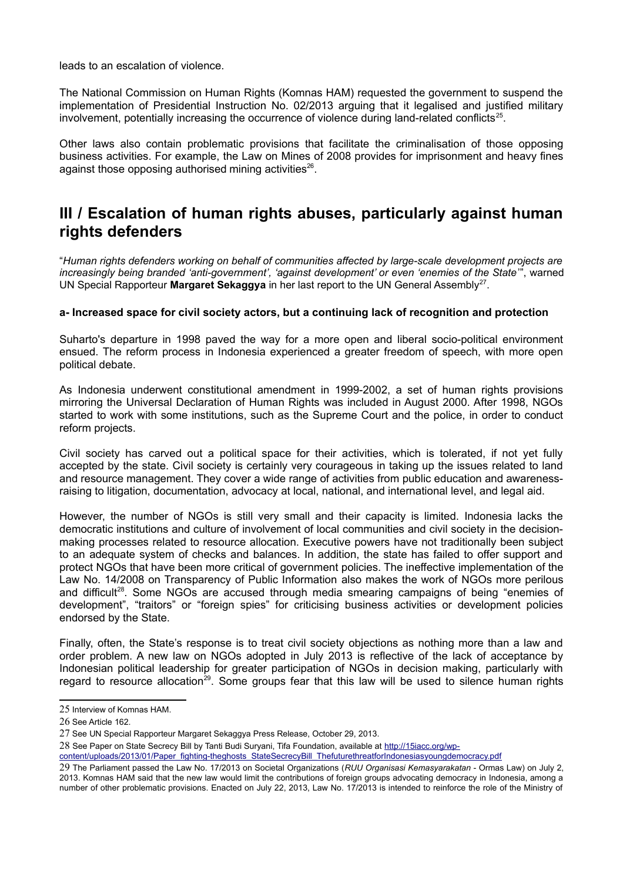leads to an escalation of violence.

The National Commission on Human Rights (Komnas HAM) requested the government to suspend the implementation of Presidential Instruction No. 02/2013 arguing that it legalised and justified military involvement, potentially increasing the occurrence of violence during land-related conflicts[25].

Other laws also contain problematic provisions that facilitate the criminalisation of those opposing business activities. For example, the Law on Mines of 2008 provides for imprisonment and heavy fines against those opposing authorised mining activities[26].

## III / Escalation of human rights abuses, particularly against human rights defenders

"*Human rights defenders working on behalf of communities affected by large-scale development projects are increasingly being branded 'anti-government', 'against development' or even 'enemies of the State'*", warned UN Special Rapporteur **Margaret Sekaggya** in her last report to the UN General Assembly[27].

**a- Increased space for civil society actors, but a continuing lack of recognition and protection**

Suharto's departure in 1998 paved the way for a more open and liberal socio-political environment ensued. The reform process in Indonesia experienced a greater freedom of speech, with more open political debate.

As Indonesia underwent constitutional amendment in 1999-2002, a set of human rights provisions mirroring the Universal Declaration of Human Rights was included in August 2000. After 1998, NGOs started to work with some institutions, such as the Supreme Court and the police, in order to conduct reform projects.

Civil society has carved out a political space for their activities, which is tolerated, if not yet fully accepted by the state. Civil society is certainly very courageous in taking up the issues related to land and resource management. They cover a wide range of activities from public education and awareness-raising to litigation, documentation, advocacy at local, national, and international level, and legal aid.

However, the number of NGOs is still very small and their capacity is limited. Indonesia lacks the democratic institutions and culture of involvement of local communities and civil society in the decision-making processes related to resource allocation. Executive powers have not traditionally been subject to an adequate system of checks and balances. In addition, the state has failed to offer support and protect NGOs that have been more critical of government policies. The ineffective implementation of the Law No. 14/2008 on Transparency of Public Information also makes the work of NGOs more perilous and difficult[28]. Some NGOs are accused through media smearing campaigns of being "enemies of development", "traitors" or "foreign spies" for criticising business activities or development policies endorsed by the State.

Finally, often, the State's response is to treat civil society objections as nothing more than a law and order problem. A new law on NGOs adopted in July 2013 is reflective of the lack of acceptance by Indonesian political leadership for greater participation of NGOs in decision making, particularly with regard to resource allocation[29]. Some groups fear that this law will be used to silence human rights

---

25 Interview of Komnas HAM.

26 See Article 162.

27 See UN Special Rapporteur Margaret Sekaggya Press Release, October 29, 2013.

28 See Paper on State Secrecy Bill by Tanti Budi Suryani, Tifa Foundation, available at http://15iacc.org/wp-content/uploads/2013/01/Paper_fighting-theghosts_StateSecrecyBill_ThefuturethreatforIndonesiasyoungdemocracy.pdf

29 The Parliament passed the Law No. 17/2013 on Societal Organizations (*RUU Organisasi Kemasyarakatan* - Ormas Law) on July 2, 2013. Komnas HAM said that the new law would limit the contributions of foreign groups advocating democracy in Indonesia, among a number of other problematic provisions. Enacted on July 22, 2013, Law No. 17/2013 is intended to reinforce the role of the Ministry of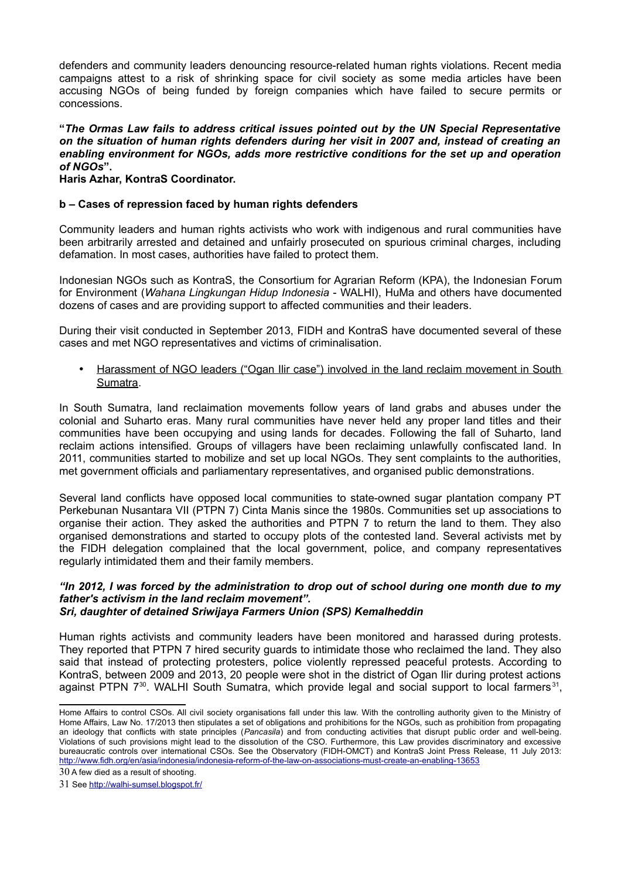defenders and community leaders denouncing resource-related human rights violations. Recent media campaigns attest to a risk of shrinking space for civil society as some media articles have been accusing NGOs of being funded by foreign companies which have failed to secure permits or concessions.

**"*The Ormas Law fails to address critical issues pointed out by the UN Special Representative on the situation of human rights defenders during her visit in 2007 and, instead of creating an enabling environment for NGOs, adds more restrictive conditions for the set up and operation of NGOs*".**
**Haris Azhar, KontraS Coordinator.**

**b – Cases of repression faced by human rights defenders**

Community leaders and human rights activists who work with indigenous and rural communities have been arbitrarily arrested and detained and unfairly prosecuted on spurious criminal charges, including defamation. In most cases, authorities have failed to protect them.

Indonesian NGOs such as KontraS, the Consortium for Agrarian Reform (KPA), the Indonesian Forum for Environment (*Wahana Lingkungan Hidup Indonesia* - WALHI), HuMa and others have documented dozens of cases and are providing support to affected communities and their leaders.

During their visit conducted in September 2013, FIDH and KontraS have documented several of these cases and met NGO representatives and victims of criminalisation.

- Harassment of NGO leaders ("Ogan Ilir case") involved in the land reclaim movement in South Sumatra.

In South Sumatra, land reclamation movements follow years of land grabs and abuses under the colonial and Suharto eras. Many rural communities have never held any proper land titles and their communities have been occupying and using lands for decades. Following the fall of Suharto, land reclaim actions intensified. Groups of villagers have been reclaiming unlawfully confiscated land. In 2011, communities started to mobilize and set up local NGOs. They sent complaints to the authorities, met government officials and parliamentary representatives, and organised public demonstrations.

Several land conflicts have opposed local communities to state-owned sugar plantation company PT Perkebunan Nusantara VII (PTPN 7) Cinta Manis since the 1980s. Communities set up associations to organise their action. They asked the authorities and PTPN 7 to return the land to them. They also organised demonstrations and started to occupy plots of the contested land. Several activists met by the FIDH delegation complained that the local government, police, and company representatives regularly intimidated them and their family members.

***"In 2012, I was forced by the administration to drop out of school during one month due to my father's activism in the land reclaim movement".***
***Sri, daughter of detained Sriwijaya Farmers Union (SPS) Kemalheddin***

Human rights activists and community leaders have been monitored and harassed during protests. They reported that PTPN 7 hired security guards to intimidate those who reclaimed the land. They also said that instead of protecting protesters, police violently repressed peaceful protests. According to KontraS, between 2009 and 2013, 20 people were shot in the district of Ogan Ilir during protest actions against PTPN 7[30]. WALHI South Sumatra, which provide legal and social support to local farmers[31],

---

Home Affairs to control CSOs. All civil society organisations fall under this law. With the controlling authority given to the Ministry of Home Affairs, Law No. 17/2013 then stipulates a set of obligations and prohibitions for the NGOs, such as prohibition from propagating an ideology that conflicts with state principles (*Pancasila*) and from conducting activities that disrupt public order and well-being. Violations of such provisions might lead to the dissolution of the CSO. Furthermore, this Law provides discriminatory and excessive bureaucratic controls over international CSOs. See the Observatory (FIDH-OMCT) and KontraS Joint Press Release, 11 July 2013: http://www.fidh.org/en/asia/indonesia/indonesia-reform-of-the-law-on-associations-must-create-an-enabling-13653

30 A few died as a result of shooting.

31 See http://walhi-sumsel.blogspot.fr/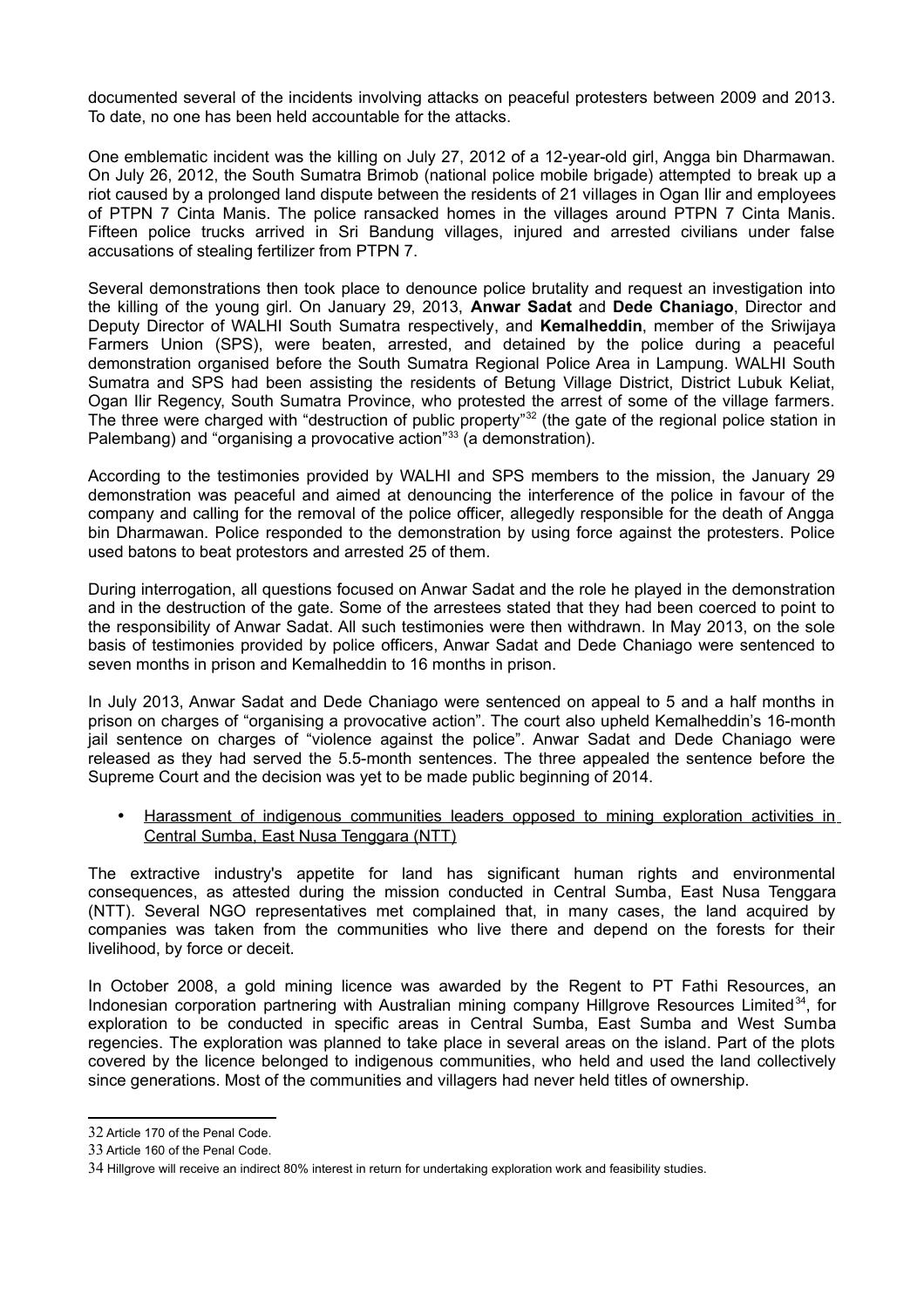documented several of the incidents involving attacks on peaceful protesters between 2009 and 2013. To date, no one has been held accountable for the attacks.

One emblematic incident was the killing on July 27, 2012 of a 12-year-old girl, Angga bin Dharmawan. On July 26, 2012, the South Sumatra Brimob (national police mobile brigade) attempted to break up a riot caused by a prolonged land dispute between the residents of 21 villages in Ogan Ilir and employees of PTPN 7 Cinta Manis. The police ransacked homes in the villages around PTPN 7 Cinta Manis. Fifteen police trucks arrived in Sri Bandung villages, injured and arrested civilians under false accusations of stealing fertilizer from PTPN 7.

Several demonstrations then took place to denounce police brutality and request an investigation into the killing of the young girl. On January 29, 2013, **Anwar Sadat** and **Dede Chaniago**, Director and Deputy Director of WALHI South Sumatra respectively, and **Kemalheddin**, member of the Sriwijaya Farmers Union (SPS), were beaten, arrested, and detained by the police during a peaceful demonstration organised before the South Sumatra Regional Police Area in Lampung. WALHI South Sumatra and SPS had been assisting the residents of Betung Village District, District Lubuk Keliat, Ogan Ilir Regency, South Sumatra Province, who protested the arrest of some of the village farmers. The three were charged with "destruction of public property"[32] (the gate of the regional police station in Palembang) and "organising a provocative action"[33] (a demonstration).

According to the testimonies provided by WALHI and SPS members to the mission, the January 29 demonstration was peaceful and aimed at denouncing the interference of the police in favour of the company and calling for the removal of the police officer, allegedly responsible for the death of Angga bin Dharmawan. Police responded to the demonstration by using force against the protesters. Police used batons to beat protestors and arrested 25 of them.

During interrogation, all questions focused on Anwar Sadat and the role he played in the demonstration and in the destruction of the gate. Some of the arrestees stated that they had been coerced to point to the responsibility of Anwar Sadat. All such testimonies were then withdrawn. In May 2013, on the sole basis of testimonies provided by police officers, Anwar Sadat and Dede Chaniago were sentenced to seven months in prison and Kemalheddin to 16 months in prison.

In July 2013, Anwar Sadat and Dede Chaniago were sentenced on appeal to 5 and a half months in prison on charges of "organising a provocative action". The court also upheld Kemalheddin's 16-month jail sentence on charges of "violence against the police". Anwar Sadat and Dede Chaniago were released as they had served the 5.5-month sentences. The three appealed the sentence before the Supreme Court and the decision was yet to be made public beginning of 2014.

- <u>Harassment of indigenous communities leaders opposed to mining exploration activities in Central Sumba, East Nusa Tenggara (NTT)</u>

The extractive industry's appetite for land has significant human rights and environmental consequences, as attested during the mission conducted in Central Sumba, East Nusa Tenggara (NTT). Several NGO representatives met complained that, in many cases, the land acquired by companies was taken from the communities who live there and depend on the forests for their livelihood, by force or deceit.

In October 2008, a gold mining licence was awarded by the Regent to PT Fathi Resources, an Indonesian corporation partnering with Australian mining company Hillgrove Resources Limited[34], for exploration to be conducted in specific areas in Central Sumba, East Sumba and West Sumba regencies. The exploration was planned to take place in several areas on the island. Part of the plots covered by the licence belonged to indigenous communities, who held and used the land collectively since generations. Most of the communities and villagers had never held titles of ownership.

---

32 Article 170 of the Penal Code.

33 Article 160 of the Penal Code.

34 Hillgrove will receive an indirect 80% interest in return for undertaking exploration work and feasibility studies.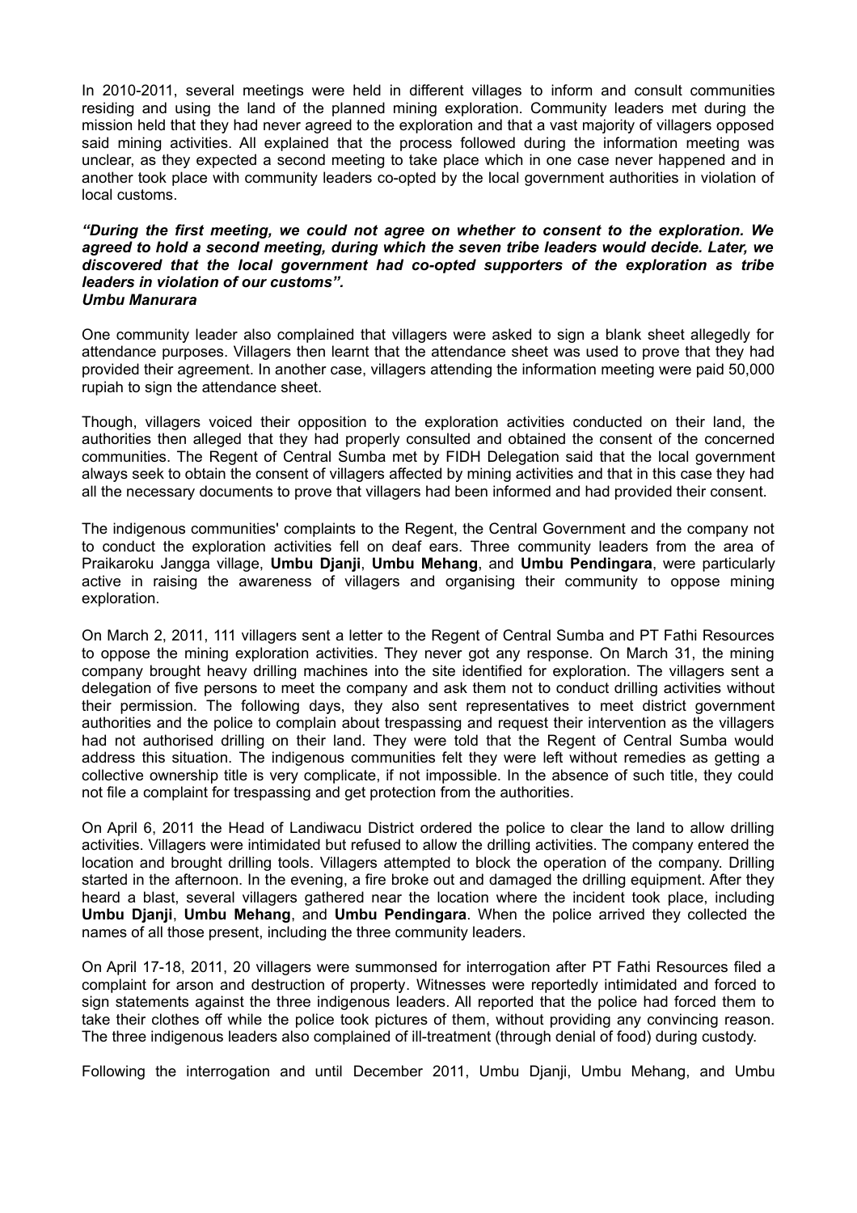In 2010-2011, several meetings were held in different villages to inform and consult communities residing and using the land of the planned mining exploration. Community leaders met during the mission held that they had never agreed to the exploration and that a vast majority of villagers opposed said mining activities. All explained that the process followed during the information meeting was unclear, as they expected a second meeting to take place which in one case never happened and in another took place with community leaders co-opted by the local government authorities in violation of local customs.

***"During the first meeting, we could not agree on whether to consent to the exploration. We agreed to hold a second meeting, during which the seven tribe leaders would decide. Later, we discovered that the local government had co-opted supporters of the exploration as tribe leaders in violation of our customs".***
***Umbu Manurara***

One community leader also complained that villagers were asked to sign a blank sheet allegedly for attendance purposes. Villagers then learnt that the attendance sheet was used to prove that they had provided their agreement. In another case, villagers attending the information meeting were paid 50,000 rupiah to sign the attendance sheet.

Though, villagers voiced their opposition to the exploration activities conducted on their land, the authorities then alleged that they had properly consulted and obtained the consent of the concerned communities. The Regent of Central Sumba met by FIDH Delegation said that the local government always seek to obtain the consent of villagers affected by mining activities and that in this case they had all the necessary documents to prove that villagers had been informed and had provided their consent.

The indigenous communities' complaints to the Regent, the Central Government and the company not to conduct the exploration activities fell on deaf ears. Three community leaders from the area of Praikaroku Jangga village, **Umbu Djanji**, **Umbu Mehang**, and **Umbu Pendingara**, were particularly active in raising the awareness of villagers and organising their community to oppose mining exploration.

On March 2, 2011, 111 villagers sent a letter to the Regent of Central Sumba and PT Fathi Resources to oppose the mining exploration activities. They never got any response. On March 31, the mining company brought heavy drilling machines into the site identified for exploration. The villagers sent a delegation of five persons to meet the company and ask them not to conduct drilling activities without their permission. The following days, they also sent representatives to meet district government authorities and the police to complain about trespassing and request their intervention as the villagers had not authorised drilling on their land. They were told that the Regent of Central Sumba would address this situation. The indigenous communities felt they were left without remedies as getting a collective ownership title is very complicate, if not impossible. In the absence of such title, they could not file a complaint for trespassing and get protection from the authorities.

On April 6, 2011 the Head of Landiwacu District ordered the police to clear the land to allow drilling activities. Villagers were intimidated but refused to allow the drilling activities. The company entered the location and brought drilling tools. Villagers attempted to block the operation of the company. Drilling started in the afternoon. In the evening, a fire broke out and damaged the drilling equipment. After they heard a blast, several villagers gathered near the location where the incident took place, including **Umbu Djanji**, **Umbu Mehang**, and **Umbu Pendingara**. When the police arrived they collected the names of all those present, including the three community leaders.

On April 17-18, 2011, 20 villagers were summonsed for interrogation after PT Fathi Resources filed a complaint for arson and destruction of property. Witnesses were reportedly intimidated and forced to sign statements against the three indigenous leaders. All reported that the police had forced them to take their clothes off while the police took pictures of them, without providing any convincing reason. The three indigenous leaders also complained of ill-treatment (through denial of food) during custody.

Following the interrogation and until December 2011, Umbu Djanji, Umbu Mehang, and Umbu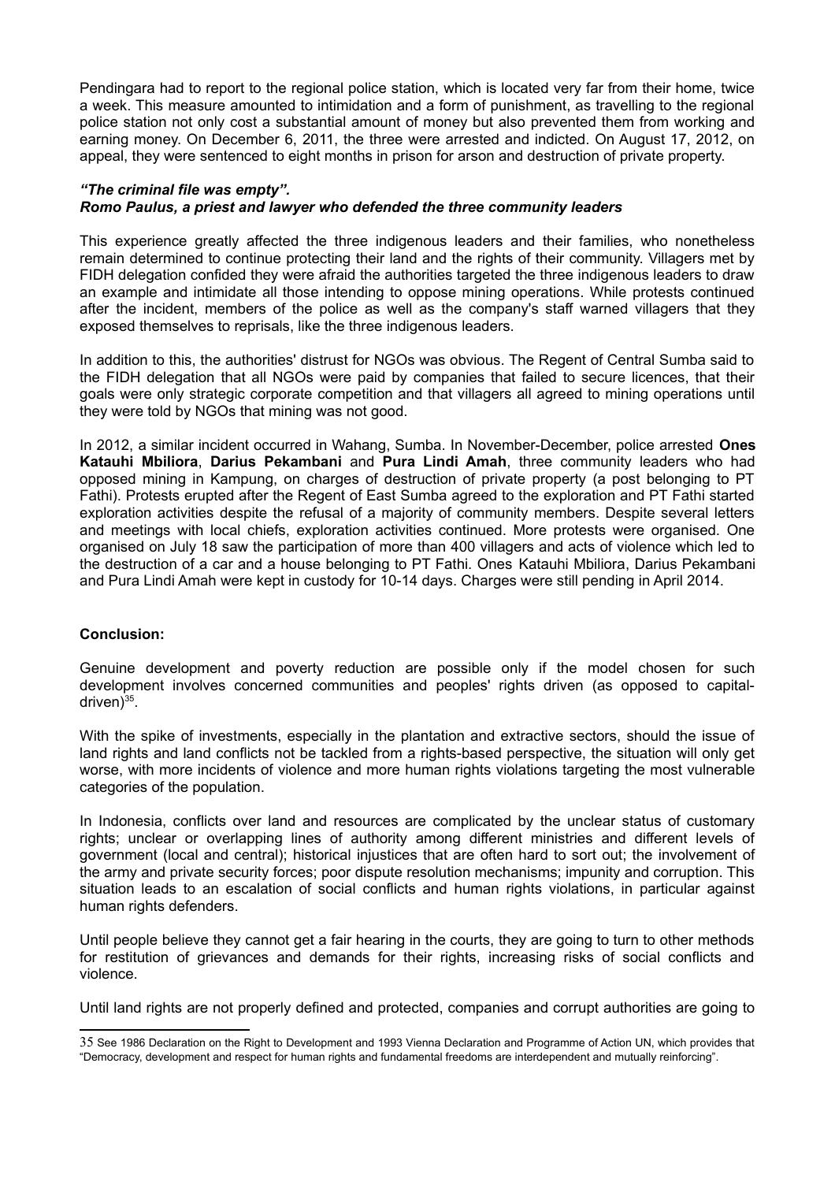Pendingara had to report to the regional police station, which is located very far from their home, twice a week. This measure amounted to intimidation and a form of punishment, as travelling to the regional police station not only cost a substantial amount of money but also prevented them from working and earning money. On December 6, 2011, the three were arrested and indicted. On August 17, 2012, on appeal, they were sentenced to eight months in prison for arson and destruction of private property.

***"The criminal file was empty".***
***Romo Paulus, a priest and lawyer who defended the three community leaders***

This experience greatly affected the three indigenous leaders and their families, who nonetheless remain determined to continue protecting their land and the rights of their community. Villagers met by FIDH delegation confided they were afraid the authorities targeted the three indigenous leaders to draw an example and intimidate all those intending to oppose mining operations. While protests continued after the incident, members of the police as well as the company's staff warned villagers that they exposed themselves to reprisals, like the three indigenous leaders.

In addition to this, the authorities' distrust for NGOs was obvious. The Regent of Central Sumba said to the FIDH delegation that all NGOs were paid by companies that failed to secure licences, that their goals were only strategic corporate competition and that villagers all agreed to mining operations until they were told by NGOs that mining was not good.

In 2012, a similar incident occurred in Wahang, Sumba. In November-December, police arrested **Ones Katauhi Mbiliora**, **Darius Pekambani** and **Pura Lindi Amah**, three community leaders who had opposed mining in Kampung, on charges of destruction of private property (a post belonging to PT Fathi). Protests erupted after the Regent of East Sumba agreed to the exploration and PT Fathi started exploration activities despite the refusal of a majority of community members. Despite several letters and meetings with local chiefs, exploration activities continued. More protests were organised. One organised on July 18 saw the participation of more than 400 villagers and acts of violence which led to the destruction of a car and a house belonging to PT Fathi. Ones Katauhi Mbiliora, Darius Pekambani and Pura Lindi Amah were kept in custody for 10-14 days. Charges were still pending in April 2014.

**Conclusion:**

Genuine development and poverty reduction are possible only if the model chosen for such development involves concerned communities and peoples' rights driven (as opposed to capital-driven)[35].

With the spike of investments, especially in the plantation and extractive sectors, should the issue of land rights and land conflicts not be tackled from a rights-based perspective, the situation will only get worse, with more incidents of violence and more human rights violations targeting the most vulnerable categories of the population.

In Indonesia, conflicts over land and resources are complicated by the unclear status of customary rights; unclear or overlapping lines of authority among different ministries and different levels of government (local and central); historical injustices that are often hard to sort out; the involvement of the army and private security forces; poor dispute resolution mechanisms; impunity and corruption. This situation leads to an escalation of social conflicts and human rights violations, in particular against human rights defenders.

Until people believe they cannot get a fair hearing in the courts, they are going to turn to other methods for restitution of grievances and demands for their rights, increasing risks of social conflicts and violence.

Until land rights are not properly defined and protected, companies and corrupt authorities are going to

---

35 See 1986 Declaration on the Right to Development and 1993 Vienna Declaration and Programme of Action UN, which provides that "Democracy, development and respect for human rights and fundamental freedoms are interdependent and mutually reinforcing".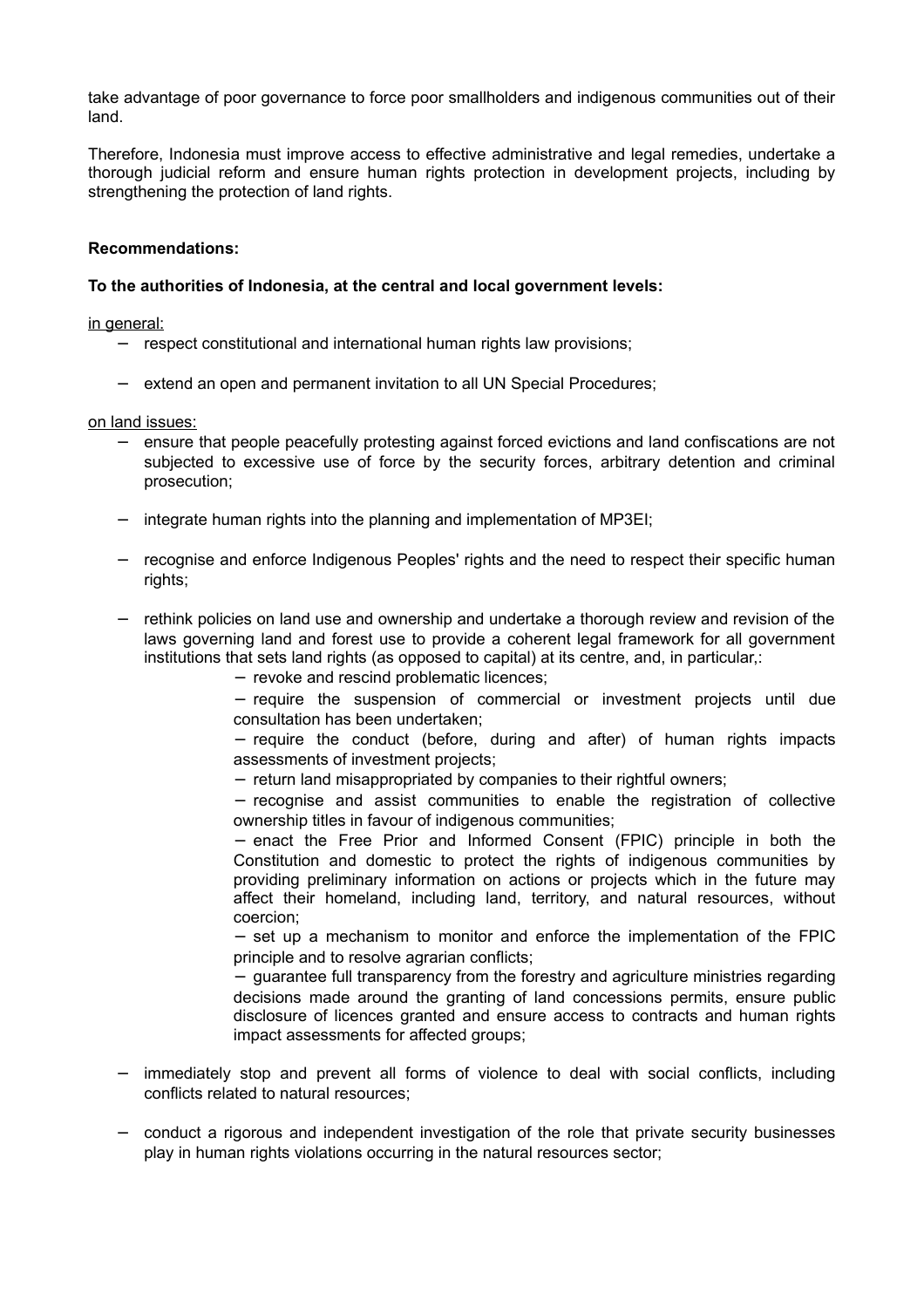take advantage of poor governance to force poor smallholders and indigenous communities out of their land.

Therefore, Indonesia must improve access to effective administrative and legal remedies, undertake a thorough judicial reform and ensure human rights protection in development projects, including by strengthening the protection of land rights.

**Recommendations:**

**To the authorities of Indonesia, at the central and local government levels:**

<u>in general:</u>

- respect constitutional and international human rights law provisions;
- extend an open and permanent invitation to all UN Special Procedures;

<u>on land issues:</u>

- ensure that people peacefully protesting against forced evictions and land confiscations are not subjected to excessive use of force by the security forces, arbitrary detention and criminal prosecution;
- integrate human rights into the planning and implementation of MP3EI;
- recognise and enforce Indigenous Peoples' rights and the need to respect their specific human rights;
- rethink policies on land use and ownership and undertake a thorough review and revision of the laws governing land and forest use to provide a coherent legal framework for all government institutions that sets land rights (as opposed to capital) at its centre, and, in particular,:
  - revoke and rescind problematic licences;
  - require the suspension of commercial or investment projects until due consultation has been undertaken;
  - require the conduct (before, during and after) of human rights impacts assessments of investment projects;
  - return land misappropriated by companies to their rightful owners;
  - recognise and assist communities to enable the registration of collective ownership titles in favour of indigenous communities;
  - enact the Free Prior and Informed Consent (FPIC) principle in both the Constitution and domestic to protect the rights of indigenous communities by providing preliminary information on actions or projects which in the future may affect their homeland, including land, territory, and natural resources, without coercion;
  - set up a mechanism to monitor and enforce the implementation of the FPIC principle and to resolve agrarian conflicts;
  - guarantee full transparency from the forestry and agriculture ministries regarding decisions made around the granting of land concessions permits, ensure public disclosure of licences granted and ensure access to contracts and human rights impact assessments for affected groups;
- immediately stop and prevent all forms of violence to deal with social conflicts, including conflicts related to natural resources;
- conduct a rigorous and independent investigation of the role that private security businesses play in human rights violations occurring in the natural resources sector;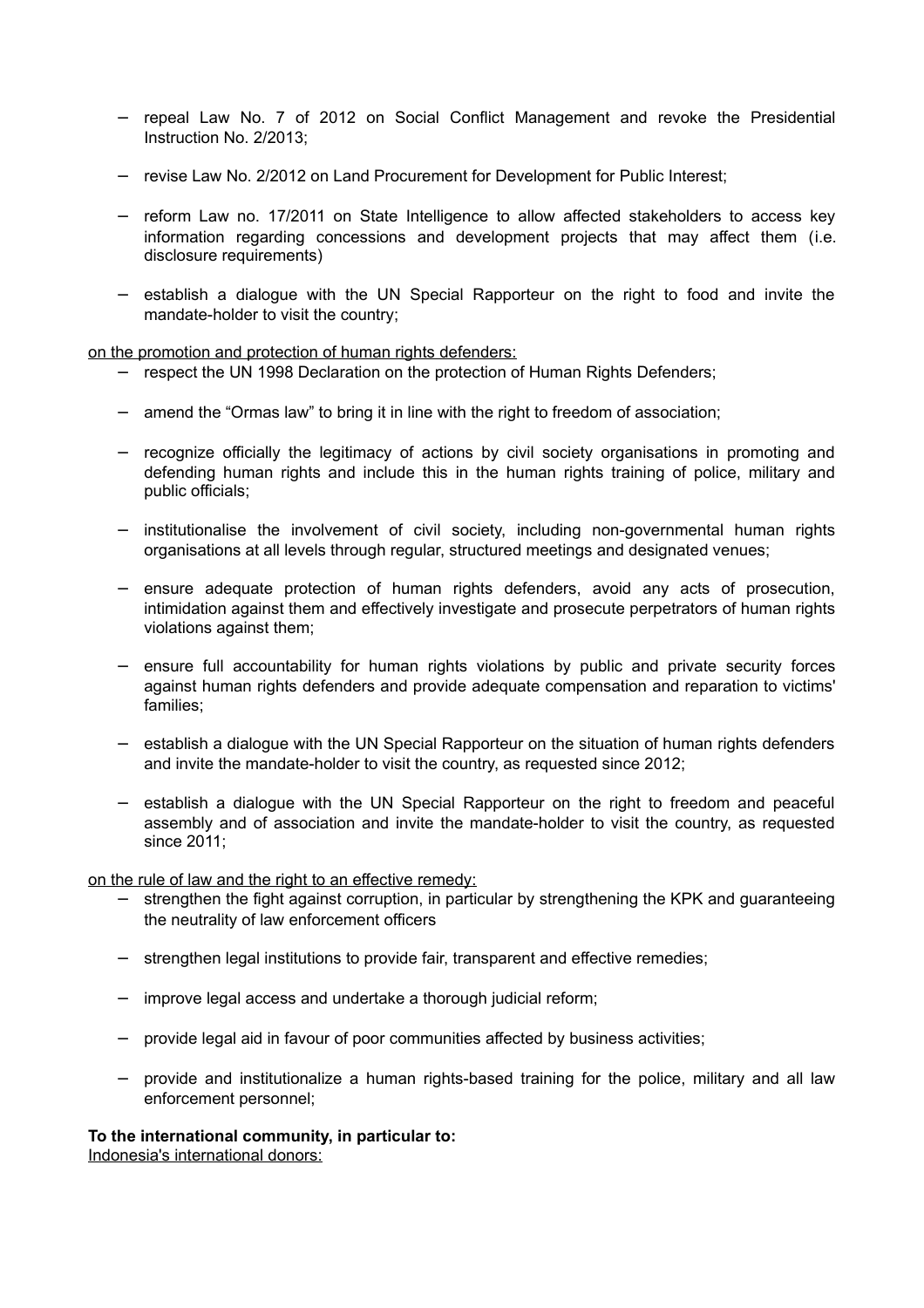- repeal Law No. 7 of 2012 on Social Conflict Management and revoke the Presidential Instruction No. 2/2013;
- revise Law No. 2/2012 on Land Procurement for Development for Public Interest;
- reform Law no. 17/2011 on State Intelligence to allow affected stakeholders to access key information regarding concessions and development projects that may affect them (i.e. disclosure requirements)
- establish a dialogue with the UN Special Rapporteur on the right to food and invite the mandate-holder to visit the country;

<u>on the promotion and protection of human rights defenders:</u>

- respect the UN 1998 Declaration on the protection of Human Rights Defenders;
- amend the "Ormas law" to bring it in line with the right to freedom of association;
- recognize officially the legitimacy of actions by civil society organisations in promoting and defending human rights and include this in the human rights training of police, military and public officials;
- institutionalise the involvement of civil society, including non-governmental human rights organisations at all levels through regular, structured meetings and designated venues;
- ensure adequate protection of human rights defenders, avoid any acts of prosecution, intimidation against them and effectively investigate and prosecute perpetrators of human rights violations against them;
- ensure full accountability for human rights violations by public and private security forces against human rights defenders and provide adequate compensation and reparation to victims' families;
- establish a dialogue with the UN Special Rapporteur on the situation of human rights defenders and invite the mandate-holder to visit the country, as requested since 2012;
- establish a dialogue with the UN Special Rapporteur on the right to freedom and peaceful assembly and of association and invite the mandate-holder to visit the country, as requested since 2011;

<u>on the rule of law and the right to an effective remedy:</u>

- strengthen the fight against corruption, in particular by strengthening the KPK and guaranteeing the neutrality of law enforcement officers
- strengthen legal institutions to provide fair, transparent and effective remedies;
- improve legal access and undertake a thorough judicial reform;
- provide legal aid in favour of poor communities affected by business activities;
- provide and institutionalize a human rights-based training for the police, military and all law enforcement personnel;

**To the international community, in particular to:**

<u>Indonesia's international donors:</u>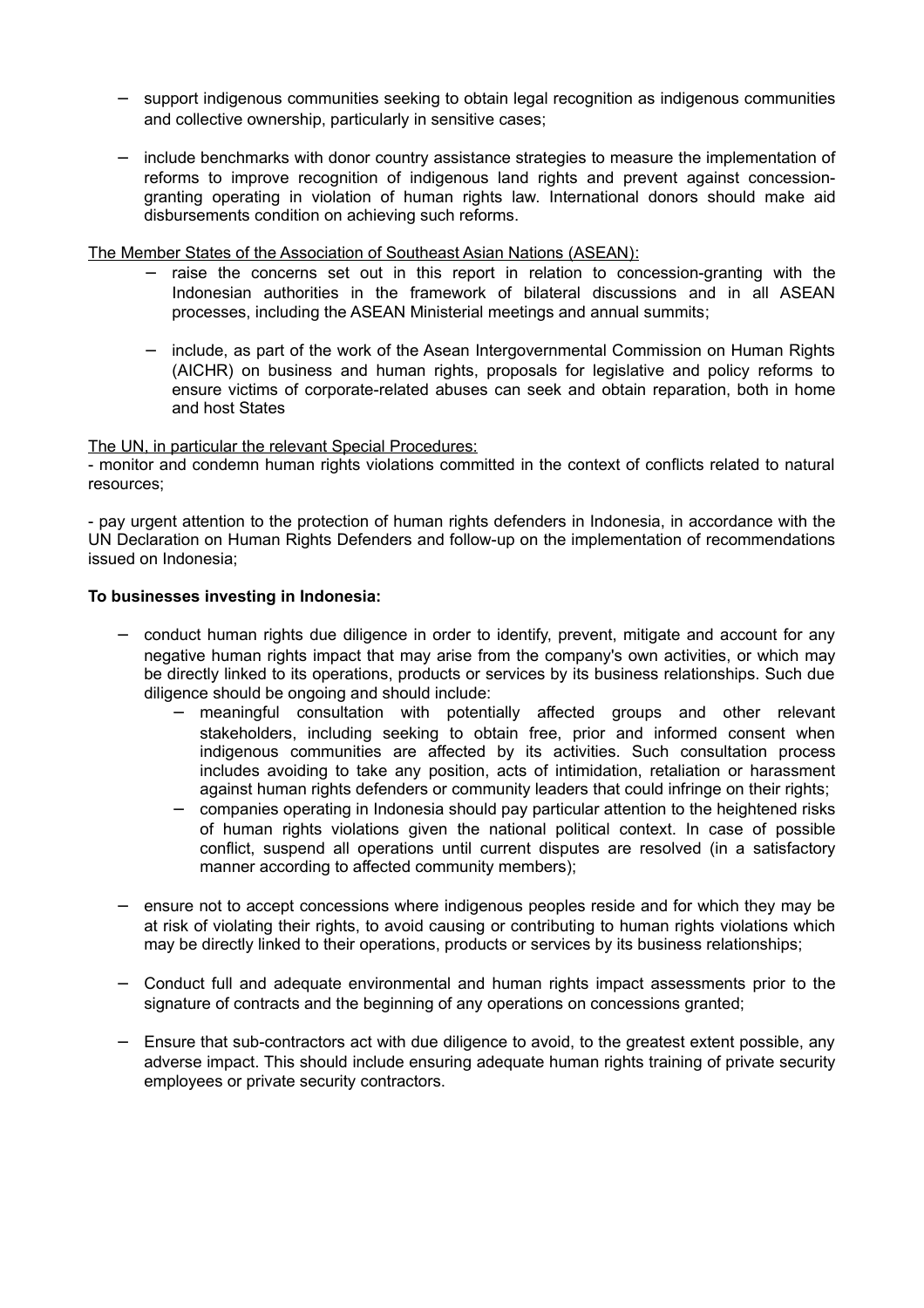- support indigenous communities seeking to obtain legal recognition as indigenous communities and collective ownership, particularly in sensitive cases;

- include benchmarks with donor country assistance strategies to measure the implementation of reforms to improve recognition of indigenous land rights and prevent against concession-granting operating in violation of human rights law. International donors should make aid disbursements condition on achieving such reforms.

The Member States of the Association of Southeast Asian Nations (ASEAN):

- raise the concerns set out in this report in relation to concession-granting with the Indonesian authorities in the framework of bilateral discussions and in all ASEAN processes, including the ASEAN Ministerial meetings and annual summits;

- include, as part of the work of the Asean Intergovernmental Commission on Human Rights (AICHR) on business and human rights, proposals for legislative and policy reforms to ensure victims of corporate-related abuses can seek and obtain reparation, both in home and host States

The UN, in particular the relevant Special Procedures:

- monitor and condemn human rights violations committed in the context of conflicts related to natural resources;

- pay urgent attention to the protection of human rights defenders in Indonesia, in accordance with the UN Declaration on Human Rights Defenders and follow-up on the implementation of recommendations issued on Indonesia;

**To businesses investing in Indonesia:**

- conduct human rights due diligence in order to identify, prevent, mitigate and account for any negative human rights impact that may arise from the company's own activities, or which may be directly linked to its operations, products or services by its business relationships. Such due diligence should be ongoing and should include:
  - meaningful consultation with potentially affected groups and other relevant stakeholders, including seeking to obtain free, prior and informed consent when indigenous communities are affected by its activities. Such consultation process includes avoiding to take any position, acts of intimidation, retaliation or harassment against human rights defenders or community leaders that could infringe on their rights;
  - companies operating in Indonesia should pay particular attention to the heightened risks of human rights violations given the national political context. In case of possible conflict, suspend all operations until current disputes are resolved (in a satisfactory manner according to affected community members);

- ensure not to accept concessions where indigenous peoples reside and for which they may be at risk of violating their rights, to avoid causing or contributing to human rights violations which may be directly linked to their operations, products or services by its business relationships;

- Conduct full and adequate environmental and human rights impact assessments prior to the signature of contracts and the beginning of any operations on concessions granted;

- Ensure that sub-contractors act with due diligence to avoid, to the greatest extent possible, any adverse impact. This should include ensuring adequate human rights training of private security employees or private security contractors.